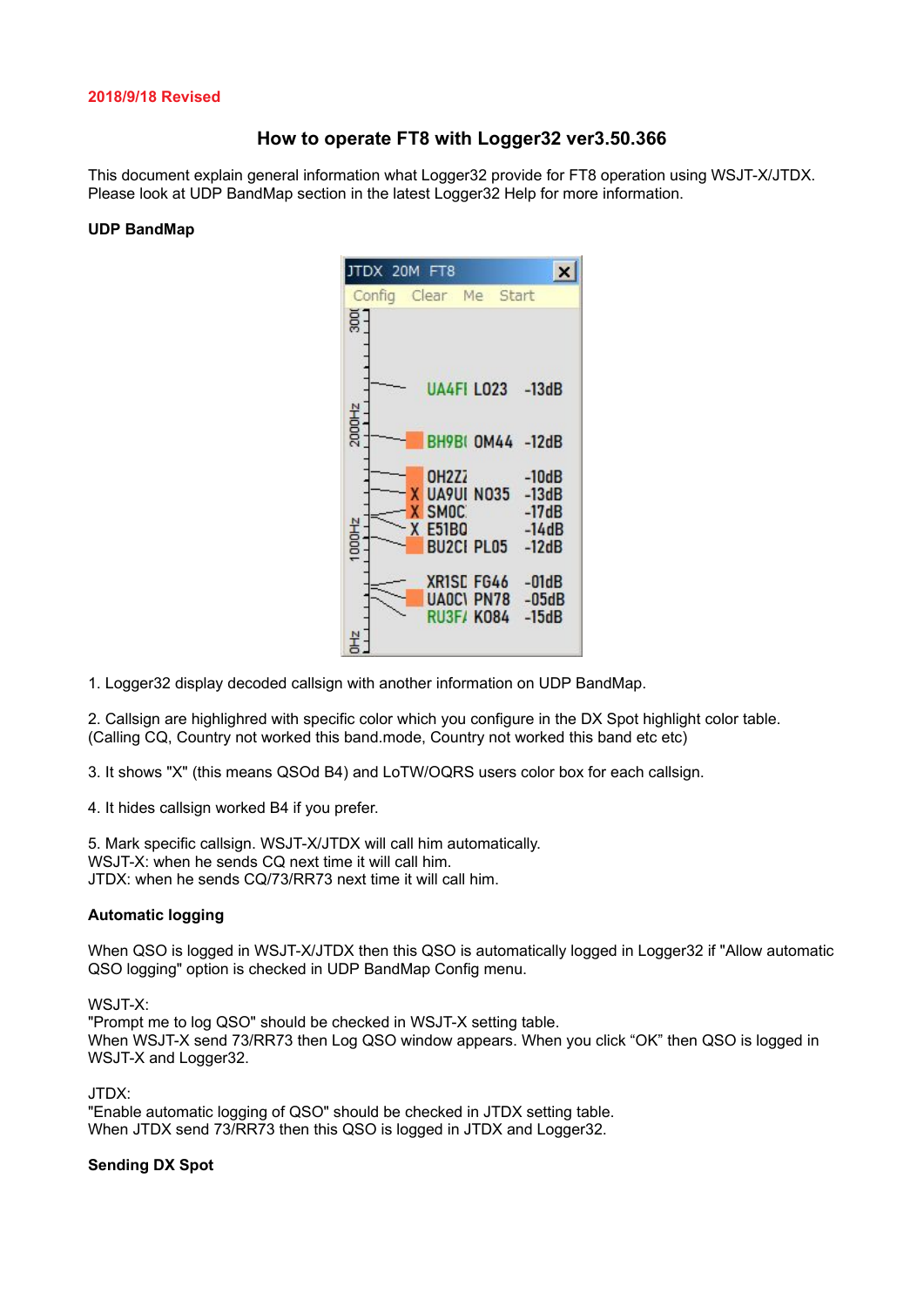2018/9/18 Revised

# How to operate FT8 with Logger32 ver3.50.366

This document explain general information what Logger32 provide for FT8 operation using WSJT-X/JTDX. Please look at UDP BandMap section in the latest Logger32 Help for more information.

### UDP BandMap

1. Logger32 display decoded callsign with another information on UDP BandMap.

2. Callsign are highlighred with specific color which you configure in the DX Spot highlight color table. (Calling CQ, Country not worked this band.mode, Country not worked this band etc etc)

3. It shows "X" (this means QSOd B4) and LoTW/OQRS users color box for each callsign.

4. It hides callsign worked B4 if you prefer.

5. Mark specific callsign. WSJT-X/JTDX will call him automatically.
WSJT-X: when he sends CQ next time it will call him.
JTDX: when he sends CQ/73/RR73 next time it will call him.

### Automatic logging

When QSO is logged in WSJT-X/JTDX then this QSO is automatically logged in Logger32 if "Allow automatic QSO logging" option is checked in UDP BandMap Config menu.

WSJT-X:
"Prompt me to log QSO" should be checked in WSJT-X setting table.
When WSJT-X send 73/RR73 then Log QSO window appears. When you click “OK” then QSO is logged in WSJT-X and Logger32.

JTDX:
"Enable automatic logging of QSO" should be checked in JTDX setting table.
When JTDX send 73/RR73 then this QSO is logged in JTDX and Logger32.

### Sending DX Spot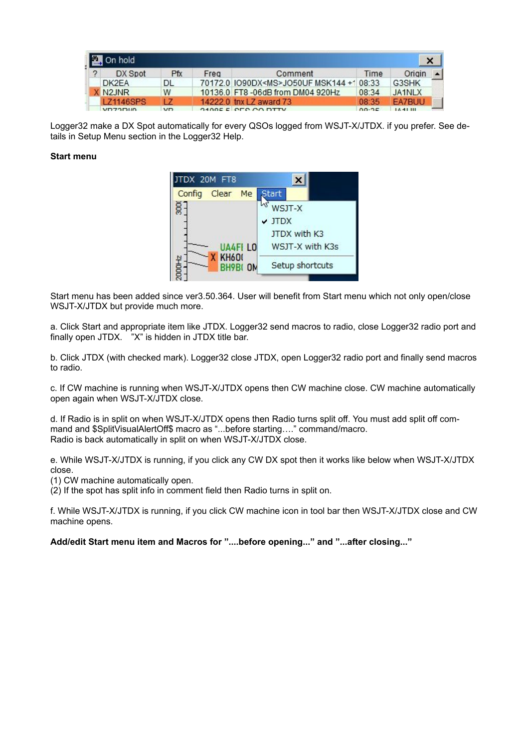Logger32 make a DX Spot automatically for every QSOs logged from WSJT-X/JTDX. if you prefer. See details in Setup Menu section in the Logger32 Help.

**Start menu**

Start menu has been added since ver3.50.364. User will benefit from Start menu which not only open/close WSJT-X/JTDX but provide much more.

a. Click Start and appropriate item like JTDX. Logger32 send macros to radio, close Logger32 radio port and finally open JTDX.  ”X” is hidden in JTDX title bar.

b. Click JTDX (with checked mark). Logger32 close JTDX, open Logger32 radio port and finally send macros to radio.

c. If CW machine is running when WSJT-X/JTDX opens then CW machine close. CW machine automatically open again when WSJT-X/JTDX close.

d. If Radio is in split on when WSJT-X/JTDX opens then Radio turns split off. You must add split off command and $SplitVisualAlertOff$ macro as “...before starting….” command/macro.
Radio is back automatically in split on when WSJT-X/JTDX close.

e. While WSJT-X/JTDX is running, if you click any CW DX spot then it works like below when WSJT-X/JTDX close.
(1) CW machine automatically open.
(2) If the spot has split info in comment field then Radio turns in split on.

f. While WSJT-X/JTDX is running, if you click CW machine icon in tool bar then WSJT-X/JTDX close and CW machine opens.

**Add/edit Start menu item and Macros for ”....before opening...” and ”...after closing...”**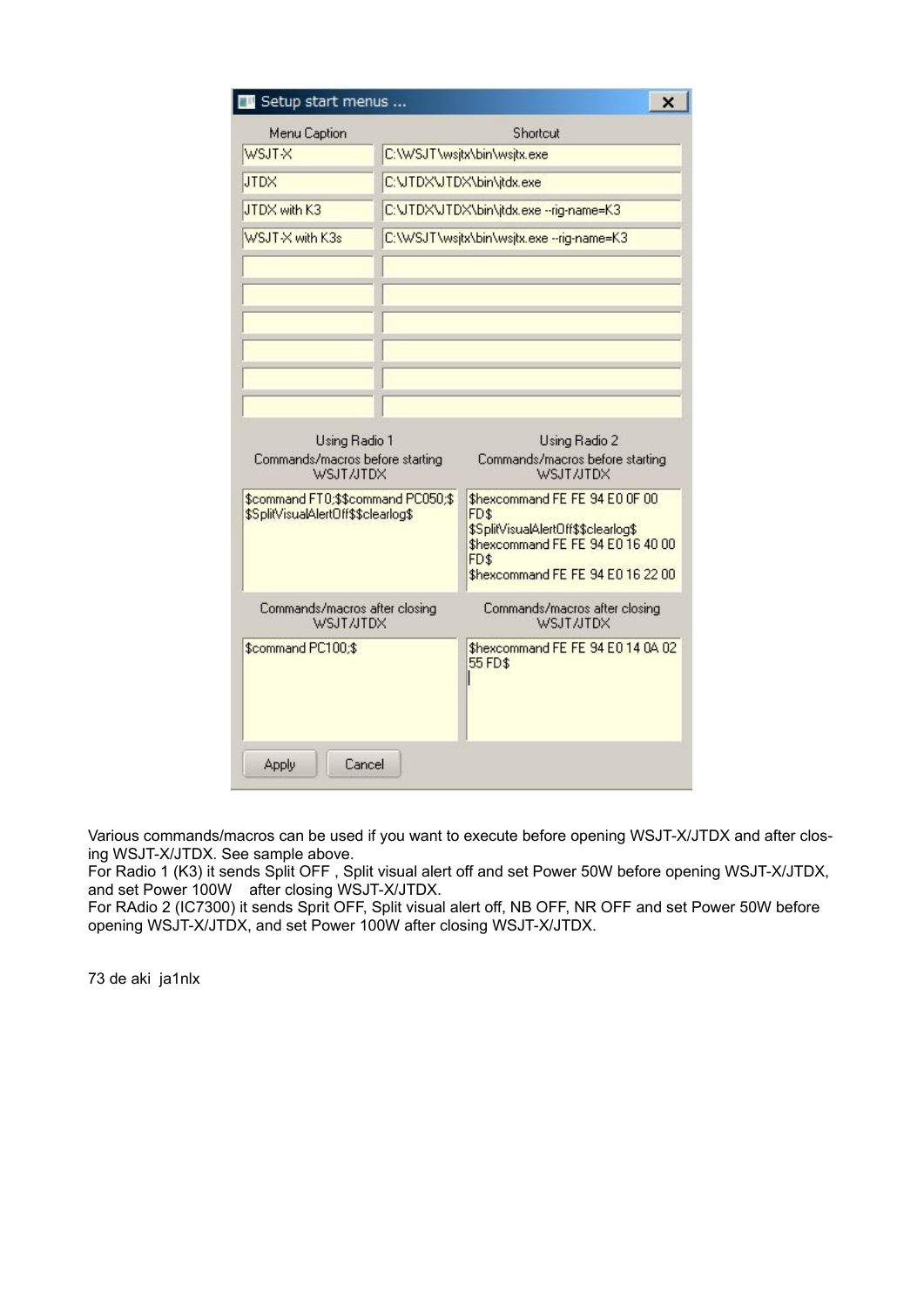**Setup start menus ...**

| Menu Caption | Shortcut |
| --- | --- |
| WSJT-X | C:\WSJT\wsjtx\bin\wsjtx.exe |
| JTDX | C:\JTDX\JTDX\bin\jtdx.exe |
| JTDX with K3 | C:\JTDX\JTDX\bin\jtdx.exe --rig-name=K3 |
| WSJT-X with K3s | C:\WSJT\wsjtx\bin\wsjtx.exe --rig-name=K3 |
| | |
| | |
| | |
| | |
| | |
| | |

| Using Radio 1 Commands/macros before starting WSJT/JTDX | Using Radio 2 Commands/macros before starting WSJT/JTDX |
| --- | --- |
| $command FT0;$$command PC050;$ $SplitVisualAlertOff$$clearlog$ | $hexcommand FE FE 94 E0 0F 00 FD$ $SplitVisualAlertOff$$clearlog$ $hexcommand FE FE 94 E0 16 40 00 FD$ $hexcommand FE FE 94 E0 16 22 00 |
| **Commands/macros after closing WSJT/JTDX** | **Commands/macros after closing WSJT/JTDX** |
| $command PC100;$ | $hexcommand FE FE 94 E0 14 0A 02 55 FD$ |

Apply Cancel

Various commands/macros can be used if you want to execute before opening WSJT-X/JTDX and after closing WSJT-X/JTDX. See sample above.
For Radio 1 (K3) it sends Split OFF , Split visual alert off and set Power 50W before opening WSJT-X/JTDX, and set Power 100W after closing WSJT-X/JTDX.
For RAdio 2 (IC7300) it sends Sprit OFF, Split visual alert off, NB OFF, NR OFF and set Power 50W before opening WSJT-X/JTDX, and set Power 100W after closing WSJT-X/JTDX.

73 de aki ja1nlx